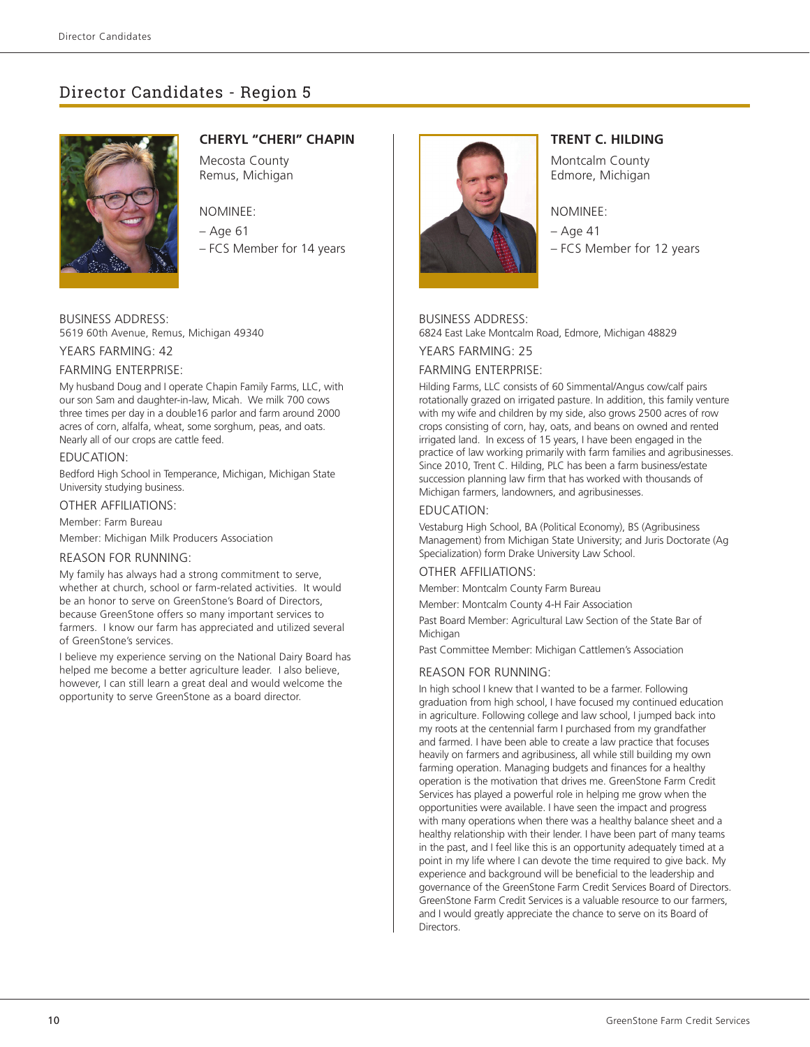# Director Candidates - Region 5

## CHERYL "CHERI" CHAPIN

Mecosta County
Remus, Michigan

NOMINEE:
– Age 61
– FCS Member for 14 years

BUSINESS ADDRESS:
5619 60th Avenue, Remus, Michigan 49340

YEARS FARMING: 42

FARMING ENTERPRISE:

My husband Doug and I operate Chapin Family Farms, LLC, with our son Sam and daughter-in-law, Micah. We milk 700 cows three times per day in a double16 parlor and farm around 2000 acres of corn, alfalfa, wheat, some sorghum, peas, and oats. Nearly all of our crops are cattle feed.

EDUCATION:

Bedford High School in Temperance, Michigan, Michigan State University studying business.

OTHER AFFILIATIONS:

Member: Farm Bureau

Member: Michigan Milk Producers Association

REASON FOR RUNNING:

My family has always had a strong commitment to serve, whether at church, school or farm-related activities. It would be an honor to serve on GreenStone's Board of Directors, because GreenStone offers so many important services to farmers. I know our farm has appreciated and utilized several of GreenStone's services.

I believe my experience serving on the National Dairy Board has helped me become a better agriculture leader. I also believe, however, I can still learn a great deal and would welcome the opportunity to serve GreenStone as a board director.

## TRENT C. HILDING

Montcalm County
Edmore, Michigan

NOMINEE:
– Age 41
– FCS Member for 12 years

BUSINESS ADDRESS:
6824 East Lake Montcalm Road, Edmore, Michigan 48829

YEARS FARMING: 25

FARMING ENTERPRISE:

Hilding Farms, LLC consists of 60 Simmental/Angus cow/calf pairs rotationally grazed on irrigated pasture. In addition, this family venture with my wife and children by my side, also grows 2500 acres of row crops consisting of corn, hay, oats, and beans on owned and rented irrigated land. In excess of 15 years, I have been engaged in the practice of law working primarily with farm families and agribusinesses. Since 2010, Trent C. Hilding, PLC has been a farm business/estate succession planning law firm that has worked with thousands of Michigan farmers, landowners, and agribusinesses.

EDUCATION:

Vestaburg High School, BA (Political Economy), BS (Agribusiness Management) from Michigan State University; and Juris Doctorate (Ag Specialization) form Drake University Law School.

OTHER AFFILIATIONS:

Member: Montcalm County Farm Bureau

Member: Montcalm County 4-H Fair Association

Past Board Member: Agricultural Law Section of the State Bar of Michigan

Past Committee Member: Michigan Cattlemen's Association

REASON FOR RUNNING:

In high school I knew that I wanted to be a farmer. Following graduation from high school, I have focused my continued education in agriculture. Following college and law school, I jumped back into my roots at the centennial farm I purchased from my grandfather and farmed. I have been able to create a law practice that focuses heavily on farmers and agribusiness, all while still building my own farming operation. Managing budgets and finances for a healthy operation is the motivation that drives me. GreenStone Farm Credit Services has played a powerful role in helping me grow when the opportunities were available. I have seen the impact and progress with many operations when there was a healthy balance sheet and a healthy relationship with their lender. I have been part of many teams in the past, and I feel like this is an opportunity adequately timed at a point in my life where I can devote the time required to give back. My experience and background will be beneficial to the leadership and governance of the GreenStone Farm Credit Services Board of Directors. GreenStone Farm Credit Services is a valuable resource to our farmers, and I would greatly appreciate the chance to serve on its Board of Directors.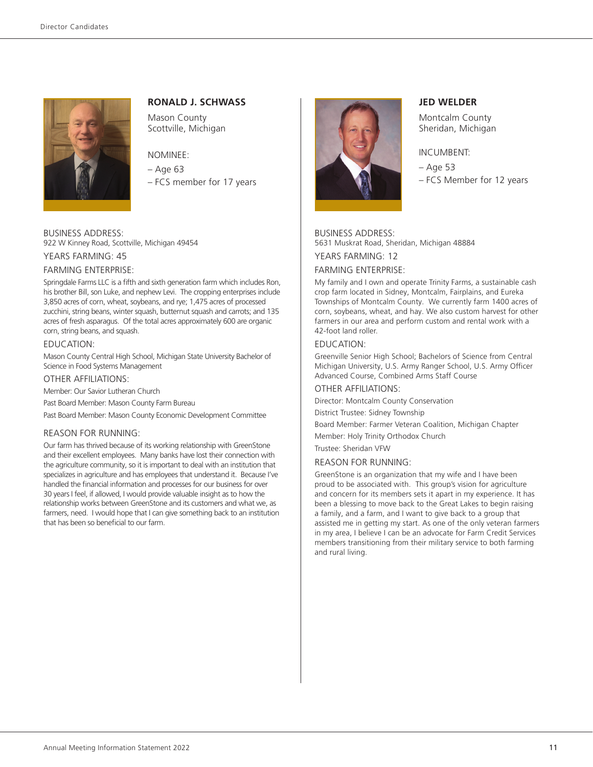## RONALD J. SCHWASS

Mason County
Scottville, Michigan

NOMINEE:

– Age 63
– FCS member for 17 years

BUSINESS ADDRESS:
922 W Kinney Road, Scottville, Michigan 49454

YEARS FARMING: 45

FARMING ENTERPRISE:

Springdale Farms LLC is a fifth and sixth generation farm which includes Ron, his brother Bill, son Luke, and nephew Levi. The cropping enterprises include 3,850 acres of corn, wheat, soybeans, and rye; 1,475 acres of processed zucchini, string beans, winter squash, butternut squash and carrots; and 135 acres of fresh asparagus. Of the total acres approximately 600 are organic corn, string beans, and squash.

EDUCATION:

Mason County Central High School, Michigan State University Bachelor of Science in Food Systems Management

OTHER AFFILIATIONS:

Member: Our Savior Lutheran Church

Past Board Member: Mason County Farm Bureau

Past Board Member: Mason County Economic Development Committee

REASON FOR RUNNING:

Our farm has thrived because of its working relationship with GreenStone and their excellent employees. Many banks have lost their connection with the agriculture community, so it is important to deal with an institution that specializes in agriculture and has employees that understand it. Because I've handled the financial information and processes for our business for over 30 years I feel, if allowed, I would provide valuable insight as to how the relationship works between GreenStone and its customers and what we, as farmers, need. I would hope that I can give something back to an institution that has been so beneficial to our farm.

## JED WELDER

Montcalm County
Sheridan, Michigan

INCUMBENT:

– Age 53
– FCS Member for 12 years

BUSINESS ADDRESS:
5631 Muskrat Road, Sheridan, Michigan 48884

YEARS FARMING: 12

FARMING ENTERPRISE:

My family and I own and operate Trinity Farms, a sustainable cash crop farm located in Sidney, Montcalm, Fairplains, and Eureka Townships of Montcalm County. We currently farm 1400 acres of corn, soybeans, wheat, and hay. We also custom harvest for other farmers in our area and perform custom and rental work with a 42-foot land roller.

EDUCATION:

Greenville Senior High School; Bachelors of Science from Central Michigan University, U.S. Army Ranger School, U.S. Army Officer Advanced Course, Combined Arms Staff Course

OTHER AFFILIATIONS:

Director: Montcalm County Conservation

District Trustee: Sidney Township

Board Member: Farmer Veteran Coalition, Michigan Chapter

Member: Holy Trinity Orthodox Church

Trustee: Sheridan VFW

REASON FOR RUNNING:

GreenStone is an organization that my wife and I have been proud to be associated with. This group's vision for agriculture and concern for its members sets it apart in my experience. It has been a blessing to move back to the Great Lakes to begin raising a family, and a farm, and I want to give back to a group that assisted me in getting my start. As one of the only veteran farmers in my area, I believe I can be an advocate for Farm Credit Services members transitioning from their military service to both farming and rural living.